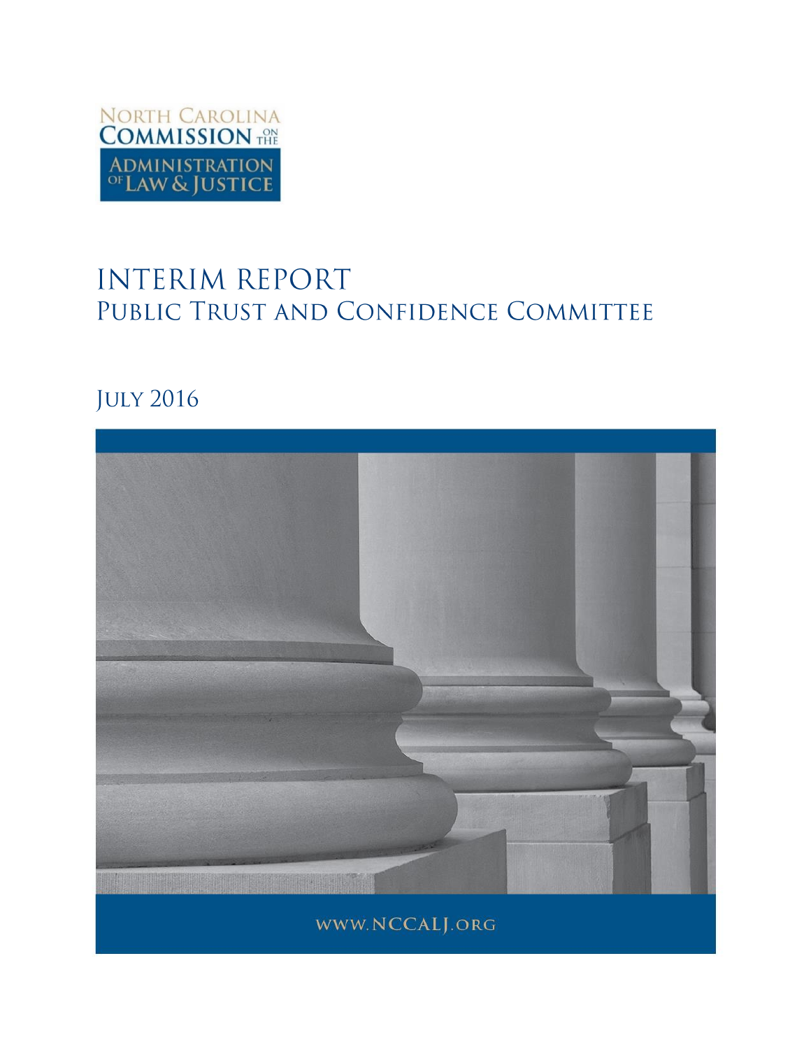North Carolina Commission on the Administration of Law & Justice

# INTERIM REPORT

## Public Trust and Confidence Committee

July 2016

www.NCCALJ.org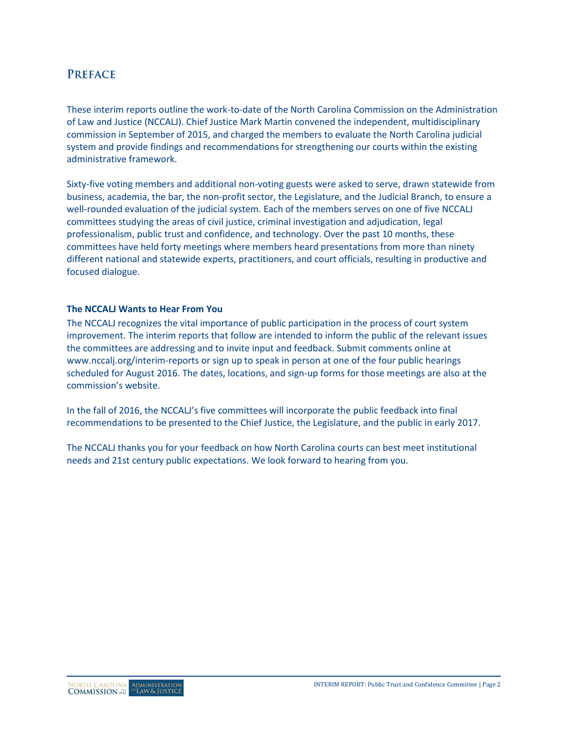# Preface

These interim reports outline the work-to-date of the North Carolina Commission on the Administration of Law and Justice (NCCALJ). Chief Justice Mark Martin convened the independent, multidisciplinary commission in September of 2015, and charged the members to evaluate the North Carolina judicial system and provide findings and recommendations for strengthening our courts within the existing administrative framework.

Sixty-five voting members and additional non-voting guests were asked to serve, drawn statewide from business, academia, the bar, the non-profit sector, the Legislature, and the Judicial Branch, to ensure a well-rounded evaluation of the judicial system. Each of the members serves on one of five NCCALJ committees studying the areas of civil justice, criminal investigation and adjudication, legal professionalism, public trust and confidence, and technology. Over the past 10 months, these committees have held forty meetings where members heard presentations from more than ninety different national and statewide experts, practitioners, and court officials, resulting in productive and focused dialogue.

**The NCCALJ Wants to Hear From You**

The NCCALJ recognizes the vital importance of public participation in the process of court system improvement. The interim reports that follow are intended to inform the public of the relevant issues the committees are addressing and to invite input and feedback. Submit comments online at www.nccalj.org/interim-reports or sign up to speak in person at one of the four public hearings scheduled for August 2016. The dates, locations, and sign-up forms for those meetings are also at the commission's website.

In the fall of 2016, the NCCALJ's five committees will incorporate the public feedback into final recommendations to be presented to the Chief Justice, the Legislature, and the public in early 2017.

The NCCALJ thanks you for your feedback on how North Carolina courts can best meet institutional needs and 21st century public expectations. We look forward to hearing from you.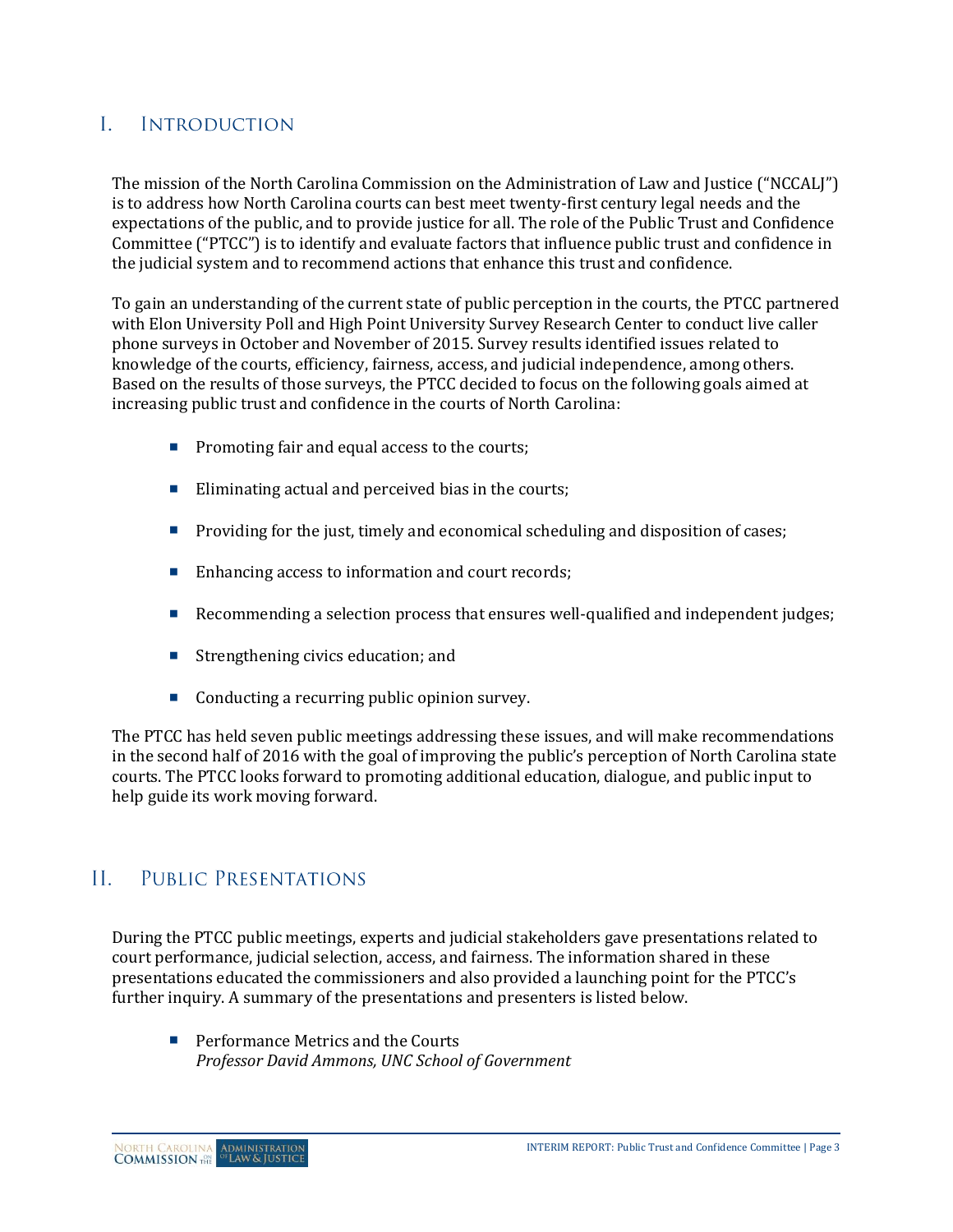## I. Introduction

The mission of the North Carolina Commission on the Administration of Law and Justice ("NCCALJ") is to address how North Carolina courts can best meet twenty-first century legal needs and the expectations of the public, and to provide justice for all. The role of the Public Trust and Confidence Committee ("PTCC") is to identify and evaluate factors that influence public trust and confidence in the judicial system and to recommend actions that enhance this trust and confidence.

To gain an understanding of the current state of public perception in the courts, the PTCC partnered with Elon University Poll and High Point University Survey Research Center to conduct live caller phone surveys in October and November of 2015. Survey results identified issues related to knowledge of the courts, efficiency, fairness, access, and judicial independence, among others. Based on the results of those surveys, the PTCC decided to focus on the following goals aimed at increasing public trust and confidence in the courts of North Carolina:

- Promoting fair and equal access to the courts;
- Eliminating actual and perceived bias in the courts;
- Providing for the just, timely and economical scheduling and disposition of cases;
- Enhancing access to information and court records;
- Recommending a selection process that ensures well-qualified and independent judges;
- Strengthening civics education; and
- Conducting a recurring public opinion survey.

The PTCC has held seven public meetings addressing these issues, and will make recommendations in the second half of 2016 with the goal of improving the public's perception of North Carolina state courts. The PTCC looks forward to promoting additional education, dialogue, and public input to help guide its work moving forward.

## II. Public Presentations

During the PTCC public meetings, experts and judicial stakeholders gave presentations related to court performance, judicial selection, access, and fairness. The information shared in these presentations educated the commissioners and also provided a launching point for the PTCC's further inquiry. A summary of the presentations and presenters is listed below.

- Performance Metrics and the Courts
  *Professor David Ammons, UNC School of Government*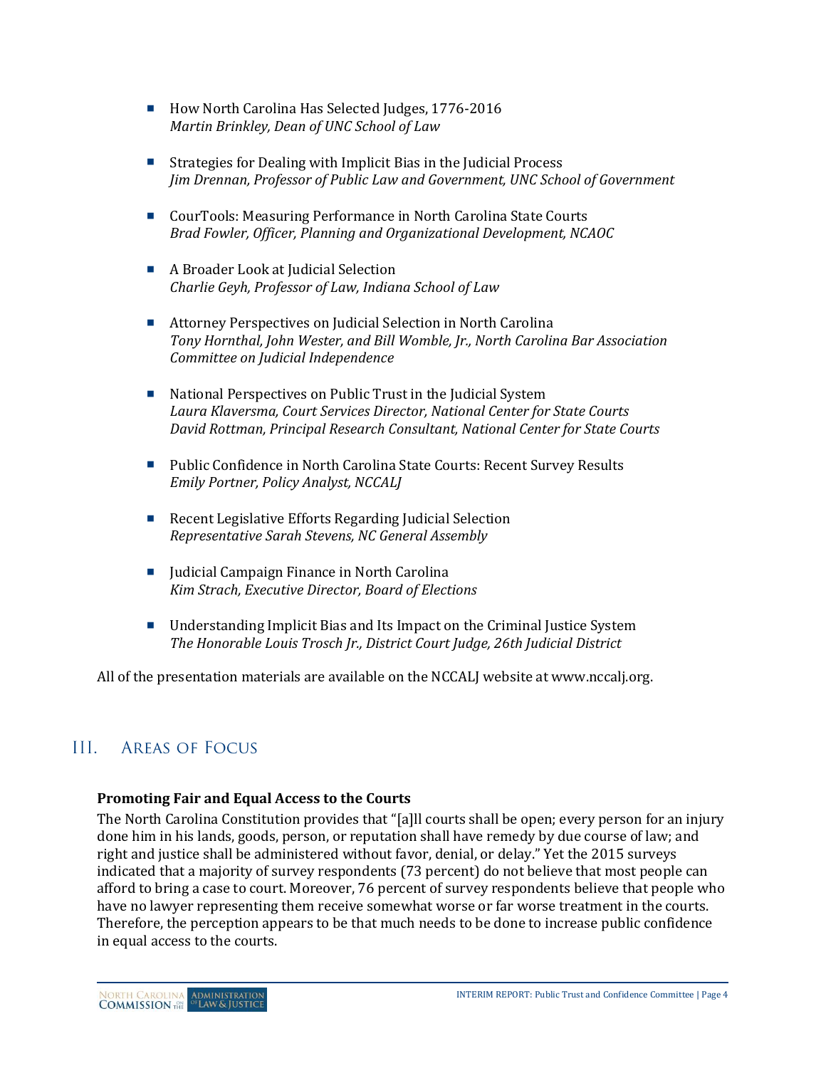- How North Carolina Has Selected Judges, 1776-2016
  *Martin Brinkley, Dean of UNC School of Law*

- Strategies for Dealing with Implicit Bias in the Judicial Process
  *Jim Drennan, Professor of Public Law and Government, UNC School of Government*

- CourTools: Measuring Performance in North Carolina State Courts
  *Brad Fowler, Officer, Planning and Organizational Development, NCAOC*

- A Broader Look at Judicial Selection
  *Charlie Geyh, Professor of Law, Indiana School of Law*

- Attorney Perspectives on Judicial Selection in North Carolina
  *Tony Hornthal, John Wester, and Bill Womble, Jr., North Carolina Bar Association Committee on Judicial Independence*

- National Perspectives on Public Trust in the Judicial System
  *Laura Klaversma, Court Services Director, National Center for State Courts*
  *David Rottman, Principal Research Consultant, National Center for State Courts*

- Public Confidence in North Carolina State Courts: Recent Survey Results
  *Emily Portner, Policy Analyst, NCCALJ*

- Recent Legislative Efforts Regarding Judicial Selection
  *Representative Sarah Stevens, NC General Assembly*

- Judicial Campaign Finance in North Carolina
  *Kim Strach, Executive Director, Board of Elections*

- Understanding Implicit Bias and Its Impact on the Criminal Justice System
  *The Honorable Louis Trosch Jr., District Court Judge, 26th Judicial District*

All of the presentation materials are available on the NCCALJ website at www.nccalj.org.

## III. Areas of Focus

**Promoting Fair and Equal Access to the Courts**

The North Carolina Constitution provides that "[a]ll courts shall be open; every person for an injury done him in his lands, goods, person, or reputation shall have remedy by due course of law; and right and justice shall be administered without favor, denial, or delay." Yet the 2015 surveys indicated that a majority of survey respondents (73 percent) do not believe that most people can afford to bring a case to court. Moreover, 76 percent of survey respondents believe that people who have no lawyer representing them receive somewhat worse or far worse treatment in the courts. Therefore, the perception appears to be that much needs to be done to increase public confidence in equal access to the courts.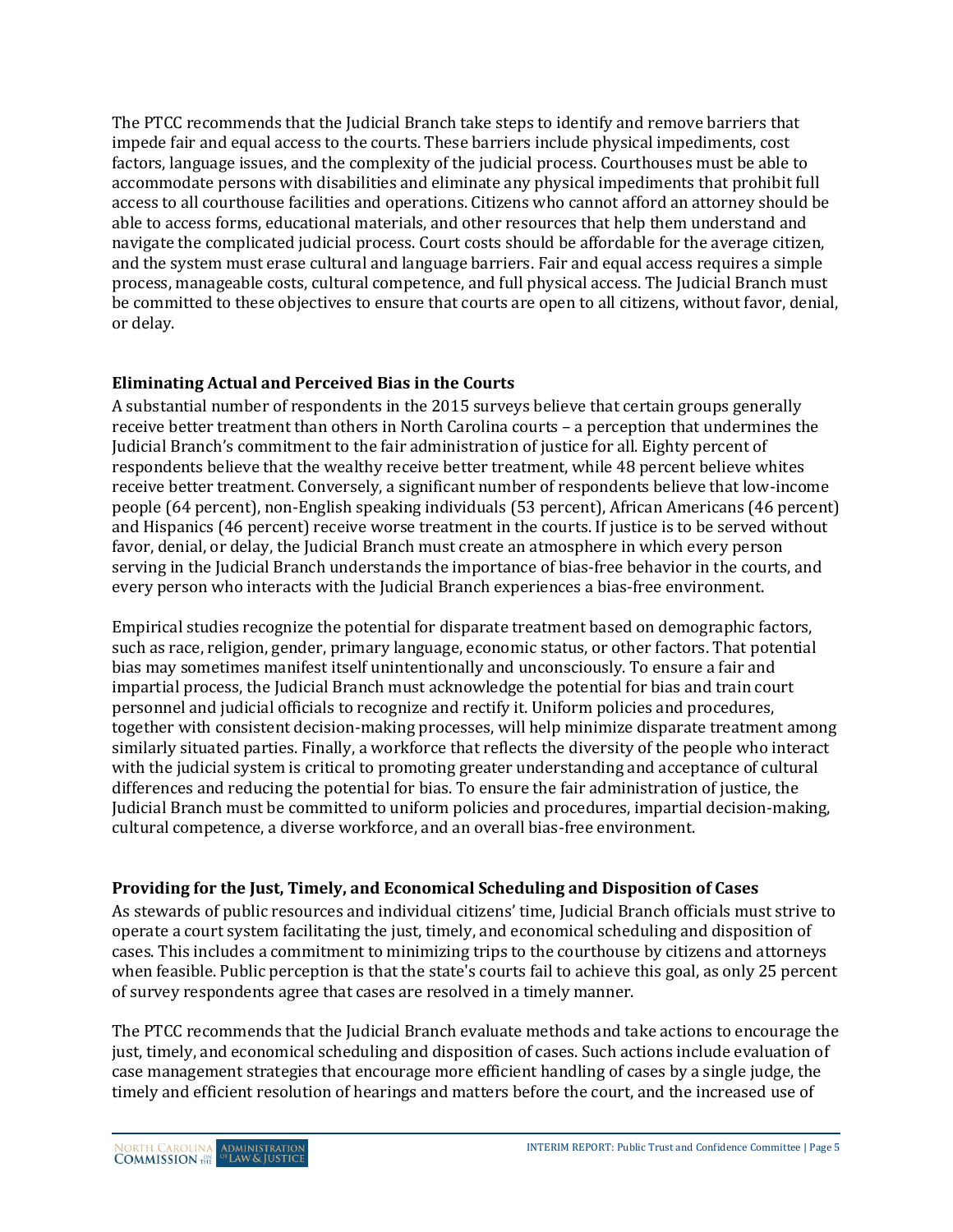The PTCC recommends that the Judicial Branch take steps to identify and remove barriers that impede fair and equal access to the courts. These barriers include physical impediments, cost factors, language issues, and the complexity of the judicial process. Courthouses must be able to accommodate persons with disabilities and eliminate any physical impediments that prohibit full access to all courthouse facilities and operations. Citizens who cannot afford an attorney should be able to access forms, educational materials, and other resources that help them understand and navigate the complicated judicial process. Court costs should be affordable for the average citizen, and the system must erase cultural and language barriers. Fair and equal access requires a simple process, manageable costs, cultural competence, and full physical access. The Judicial Branch must be committed to these objectives to ensure that courts are open to all citizens, without favor, denial, or delay.

### Eliminating Actual and Perceived Bias in the Courts

A substantial number of respondents in the 2015 surveys believe that certain groups generally receive better treatment than others in North Carolina courts – a perception that undermines the Judicial Branch's commitment to the fair administration of justice for all. Eighty percent of respondents believe that the wealthy receive better treatment, while 48 percent believe whites receive better treatment. Conversely, a significant number of respondents believe that low-income people (64 percent), non-English speaking individuals (53 percent), African Americans (46 percent) and Hispanics (46 percent) receive worse treatment in the courts. If justice is to be served without favor, denial, or delay, the Judicial Branch must create an atmosphere in which every person serving in the Judicial Branch understands the importance of bias-free behavior in the courts, and every person who interacts with the Judicial Branch experiences a bias-free environment.

Empirical studies recognize the potential for disparate treatment based on demographic factors, such as race, religion, gender, primary language, economic status, or other factors. That potential bias may sometimes manifest itself unintentionally and unconsciously. To ensure a fair and impartial process, the Judicial Branch must acknowledge the potential for bias and train court personnel and judicial officials to recognize and rectify it. Uniform policies and procedures, together with consistent decision-making processes, will help minimize disparate treatment among similarly situated parties. Finally, a workforce that reflects the diversity of the people who interact with the judicial system is critical to promoting greater understanding and acceptance of cultural differences and reducing the potential for bias. To ensure the fair administration of justice, the Judicial Branch must be committed to uniform policies and procedures, impartial decision-making, cultural competence, a diverse workforce, and an overall bias-free environment.

### Providing for the Just, Timely, and Economical Scheduling and Disposition of Cases

As stewards of public resources and individual citizens' time, Judicial Branch officials must strive to operate a court system facilitating the just, timely, and economical scheduling and disposition of cases. This includes a commitment to minimizing trips to the courthouse by citizens and attorneys when feasible. Public perception is that the state's courts fail to achieve this goal, as only 25 percent of survey respondents agree that cases are resolved in a timely manner.

The PTCC recommends that the Judicial Branch evaluate methods and take actions to encourage the just, timely, and economical scheduling and disposition of cases. Such actions include evaluation of case management strategies that encourage more efficient handling of cases by a single judge, the timely and efficient resolution of hearings and matters before the court, and the increased use of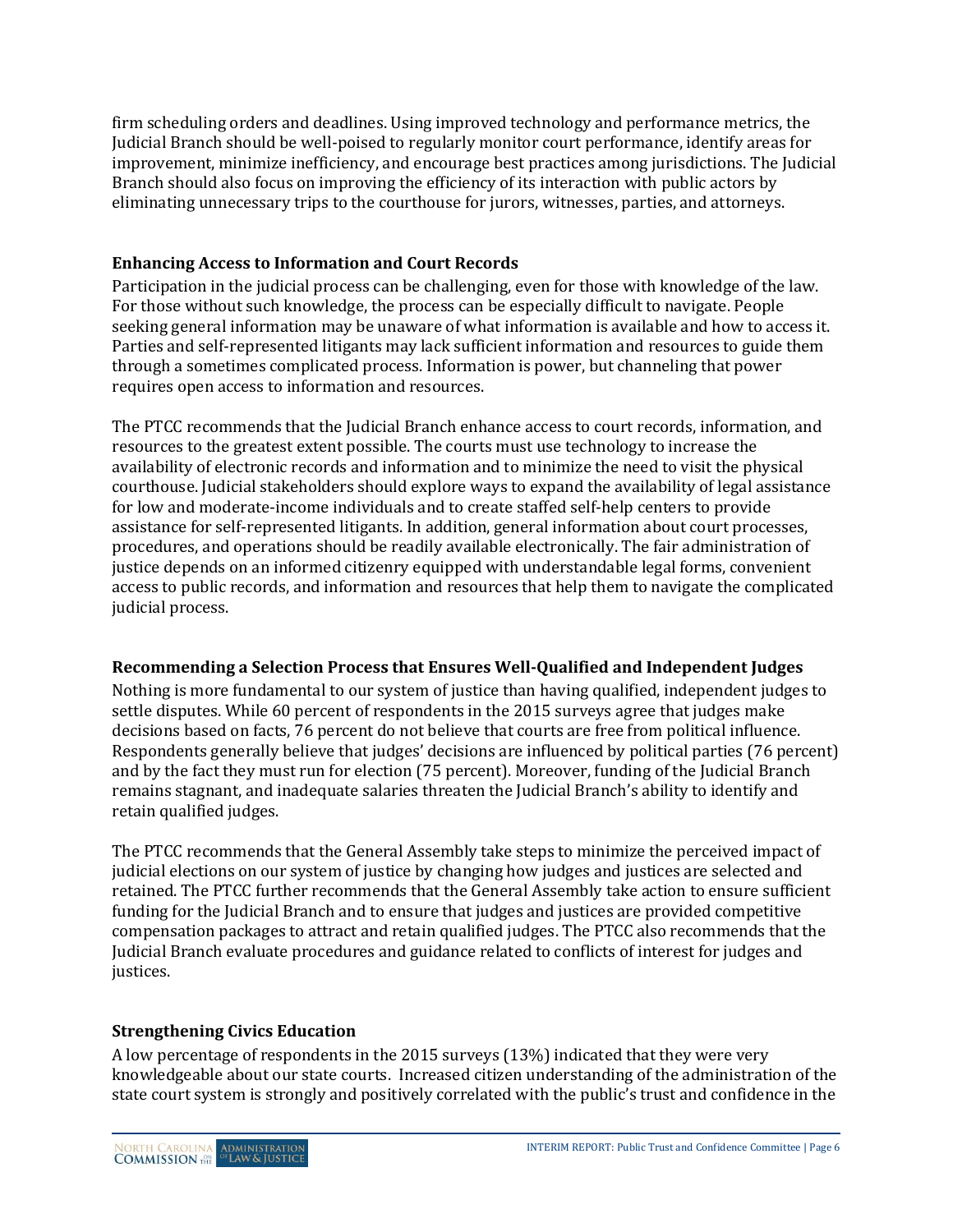firm scheduling orders and deadlines. Using improved technology and performance metrics, the Judicial Branch should be well-poised to regularly monitor court performance, identify areas for improvement, minimize inefficiency, and encourage best practices among jurisdictions. The Judicial Branch should also focus on improving the efficiency of its interaction with public actors by eliminating unnecessary trips to the courthouse for jurors, witnesses, parties, and attorneys.

### Enhancing Access to Information and Court Records

Participation in the judicial process can be challenging, even for those with knowledge of the law. For those without such knowledge, the process can be especially difficult to navigate. People seeking general information may be unaware of what information is available and how to access it. Parties and self-represented litigants may lack sufficient information and resources to guide them through a sometimes complicated process. Information is power, but channeling that power requires open access to information and resources.

The PTCC recommends that the Judicial Branch enhance access to court records, information, and resources to the greatest extent possible. The courts must use technology to increase the availability of electronic records and information and to minimize the need to visit the physical courthouse. Judicial stakeholders should explore ways to expand the availability of legal assistance for low and moderate-income individuals and to create staffed self-help centers to provide assistance for self-represented litigants. In addition, general information about court processes, procedures, and operations should be readily available electronically. The fair administration of justice depends on an informed citizenry equipped with understandable legal forms, convenient access to public records, and information and resources that help them to navigate the complicated judicial process.

### Recommending a Selection Process that Ensures Well-Qualified and Independent Judges

Nothing is more fundamental to our system of justice than having qualified, independent judges to settle disputes. While 60 percent of respondents in the 2015 surveys agree that judges make decisions based on facts, 76 percent do not believe that courts are free from political influence. Respondents generally believe that judges' decisions are influenced by political parties (76 percent) and by the fact they must run for election (75 percent). Moreover, funding of the Judicial Branch remains stagnant, and inadequate salaries threaten the Judicial Branch's ability to identify and retain qualified judges.

The PTCC recommends that the General Assembly take steps to minimize the perceived impact of judicial elections on our system of justice by changing how judges and justices are selected and retained. The PTCC further recommends that the General Assembly take action to ensure sufficient funding for the Judicial Branch and to ensure that judges and justices are provided competitive compensation packages to attract and retain qualified judges. The PTCC also recommends that the Judicial Branch evaluate procedures and guidance related to conflicts of interest for judges and justices.

### Strengthening Civics Education

A low percentage of respondents in the 2015 surveys (13%) indicated that they were very knowledgeable about our state courts. Increased citizen understanding of the administration of the state court system is strongly and positively correlated with the public's trust and confidence in the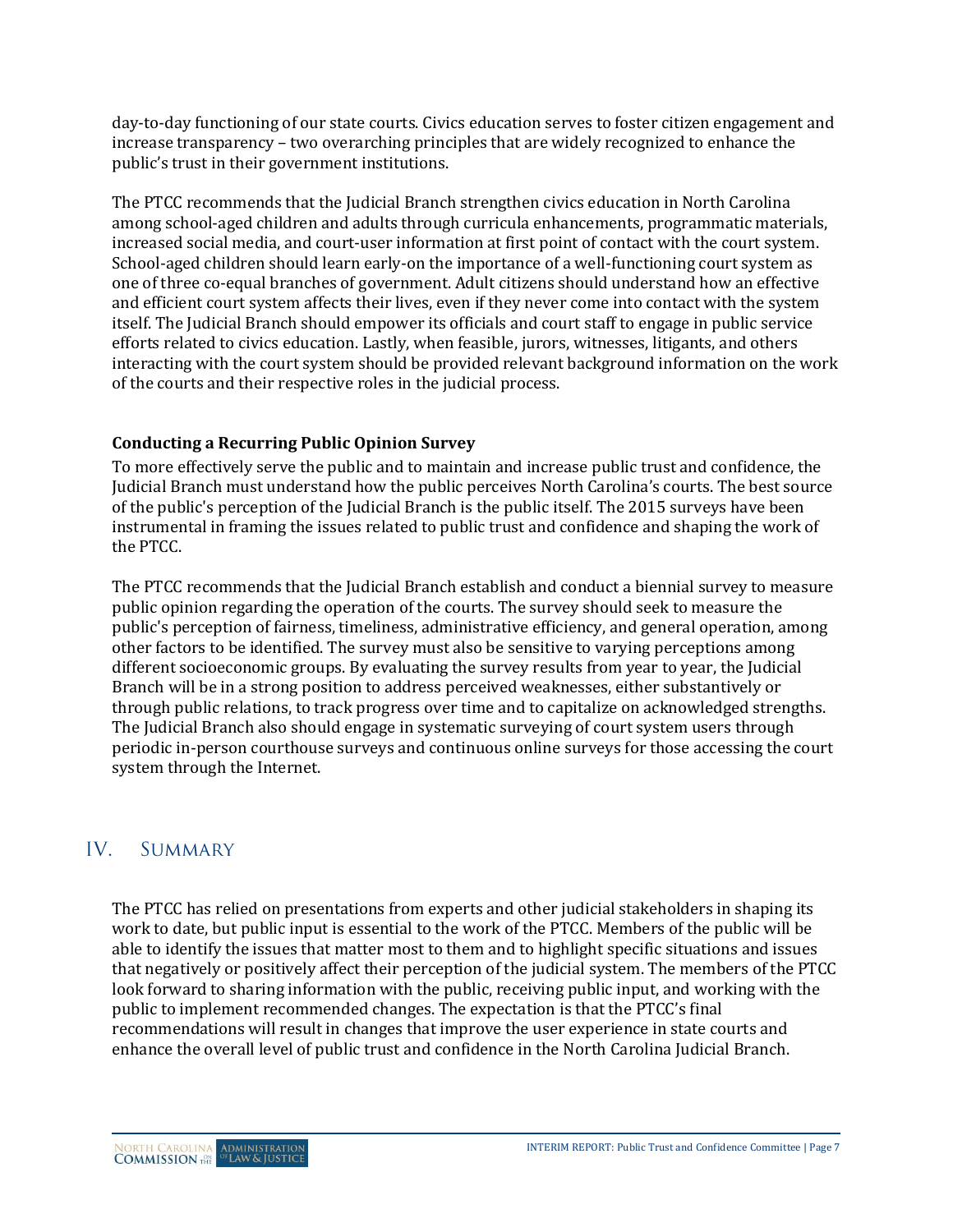day-to-day functioning of our state courts. Civics education serves to foster citizen engagement and increase transparency – two overarching principles that are widely recognized to enhance the public's trust in their government institutions.

The PTCC recommends that the Judicial Branch strengthen civics education in North Carolina among school-aged children and adults through curricula enhancements, programmatic materials, increased social media, and court-user information at first point of contact with the court system. School-aged children should learn early-on the importance of a well-functioning court system as one of three co-equal branches of government. Adult citizens should understand how an effective and efficient court system affects their lives, even if they never come into contact with the system itself. The Judicial Branch should empower its officials and court staff to engage in public service efforts related to civics education. Lastly, when feasible, jurors, witnesses, litigants, and others interacting with the court system should be provided relevant background information on the work of the courts and their respective roles in the judicial process.

### Conducting a Recurring Public Opinion Survey

To more effectively serve the public and to maintain and increase public trust and confidence, the Judicial Branch must understand how the public perceives North Carolina's courts. The best source of the public's perception of the Judicial Branch is the public itself. The 2015 surveys have been instrumental in framing the issues related to public trust and confidence and shaping the work of the PTCC.

The PTCC recommends that the Judicial Branch establish and conduct a biennial survey to measure public opinion regarding the operation of the courts. The survey should seek to measure the public's perception of fairness, timeliness, administrative efficiency, and general operation, among other factors to be identified. The survey must also be sensitive to varying perceptions among different socioeconomic groups. By evaluating the survey results from year to year, the Judicial Branch will be in a strong position to address perceived weaknesses, either substantively or through public relations, to track progress over time and to capitalize on acknowledged strengths. The Judicial Branch also should engage in systematic surveying of court system users through periodic in-person courthouse surveys and continuous online surveys for those accessing the court system through the Internet.

## IV. Summary

The PTCC has relied on presentations from experts and other judicial stakeholders in shaping its work to date, but public input is essential to the work of the PTCC. Members of the public will be able to identify the issues that matter most to them and to highlight specific situations and issues that negatively or positively affect their perception of the judicial system. The members of the PTCC look forward to sharing information with the public, receiving public input, and working with the public to implement recommended changes. The expectation is that the PTCC's final recommendations will result in changes that improve the user experience in state courts and enhance the overall level of public trust and confidence in the North Carolina Judicial Branch.